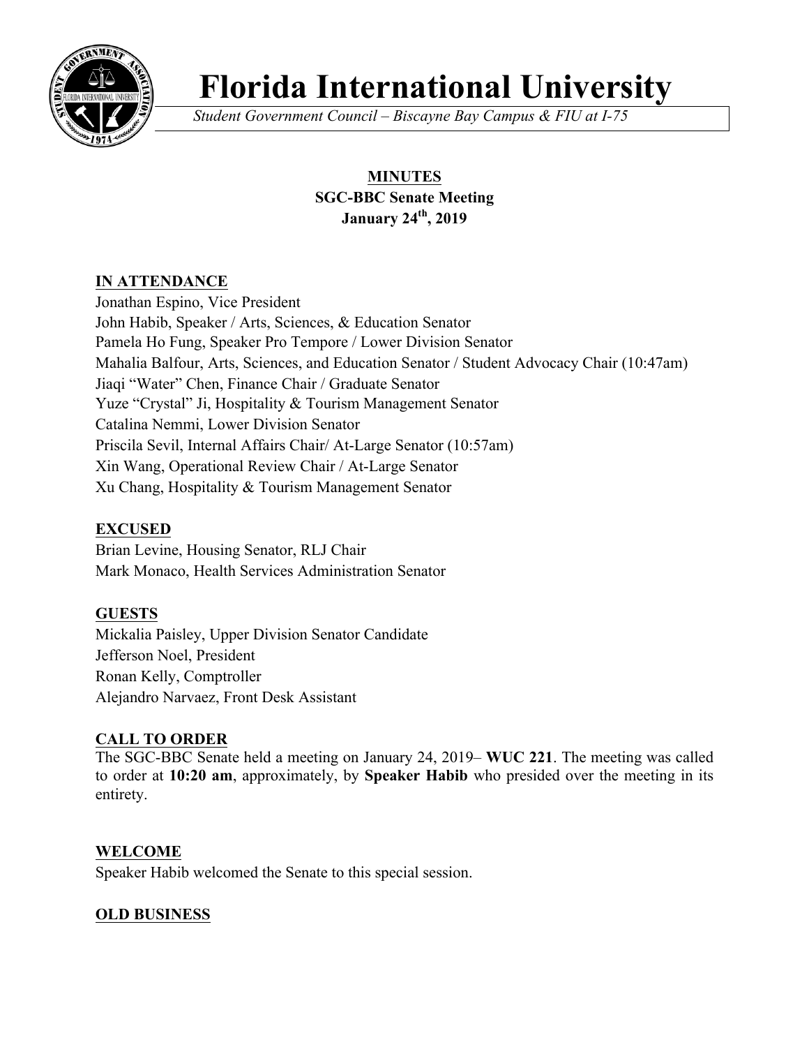# Florida International University

*Student Government Council – Biscayne Bay Campus & FIU at I-75*

**MINUTES**
**SGC-BBC Senate Meeting**
**January 24th, 2019**

## IN ATTENDANCE

Jonathan Espino, Vice President
John Habib, Speaker / Arts, Sciences, & Education Senator
Pamela Ho Fung, Speaker Pro Tempore / Lower Division Senator
Mahalia Balfour, Arts, Sciences, and Education Senator / Student Advocacy Chair (10:47am)
Jiaqi "Water" Chen, Finance Chair / Graduate Senator
Yuze "Crystal" Ji, Hospitality & Tourism Management Senator
Catalina Nemmi, Lower Division Senator
Priscila Sevil, Internal Affairs Chair/ At-Large Senator (10:57am)
Xin Wang, Operational Review Chair / At-Large Senator
Xu Chang, Hospitality & Tourism Management Senator

## EXCUSED

Brian Levine, Housing Senator, RLJ Chair
Mark Monaco, Health Services Administration Senator

## GUESTS

Mickalia Paisley, Upper Division Senator Candidate
Jefferson Noel, President
Ronan Kelly, Comptroller
Alejandro Narvaez, Front Desk Assistant

## CALL TO ORDER

The SGC-BBC Senate held a meeting on January 24, 2019– **WUC 221**. The meeting was called to order at **10:20 am**, approximately, by **Speaker Habib** who presided over the meeting in its entirety.

## WELCOME

Speaker Habib welcomed the Senate to this special session.

## OLD BUSINESS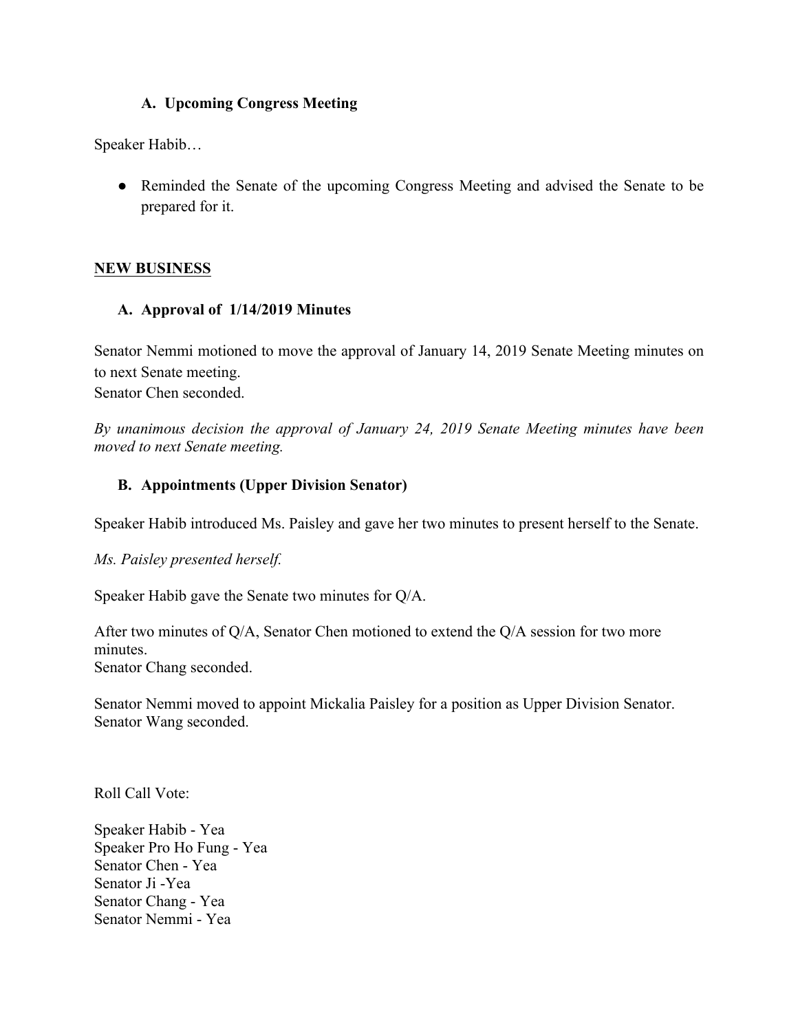### A. Upcoming Congress Meeting

Speaker Habib…

- Reminded the Senate of the upcoming Congress Meeting and advised the Senate to be prepared for it.

## NEW BUSINESS

### A. Approval of 1/14/2019 Minutes

Senator Nemmi motioned to move the approval of January 14, 2019 Senate Meeting minutes on to next Senate meeting.
Senator Chen seconded.

*By unanimous decision the approval of January 24, 2019 Senate Meeting minutes have been moved to next Senate meeting.*

### B. Appointments (Upper Division Senator)

Speaker Habib introduced Ms. Paisley and gave her two minutes to present herself to the Senate.

*Ms. Paisley presented herself.*

Speaker Habib gave the Senate two minutes for Q/A.

After two minutes of Q/A, Senator Chen motioned to extend the Q/A session for two more minutes.
Senator Chang seconded.

Senator Nemmi moved to appoint Mickalia Paisley for a position as Upper Division Senator.
Senator Wang seconded.

Roll Call Vote:

Speaker Habib - Yea
Speaker Pro Ho Fung - Yea
Senator Chen - Yea
Senator Ji -Yea
Senator Chang - Yea
Senator Nemmi - Yea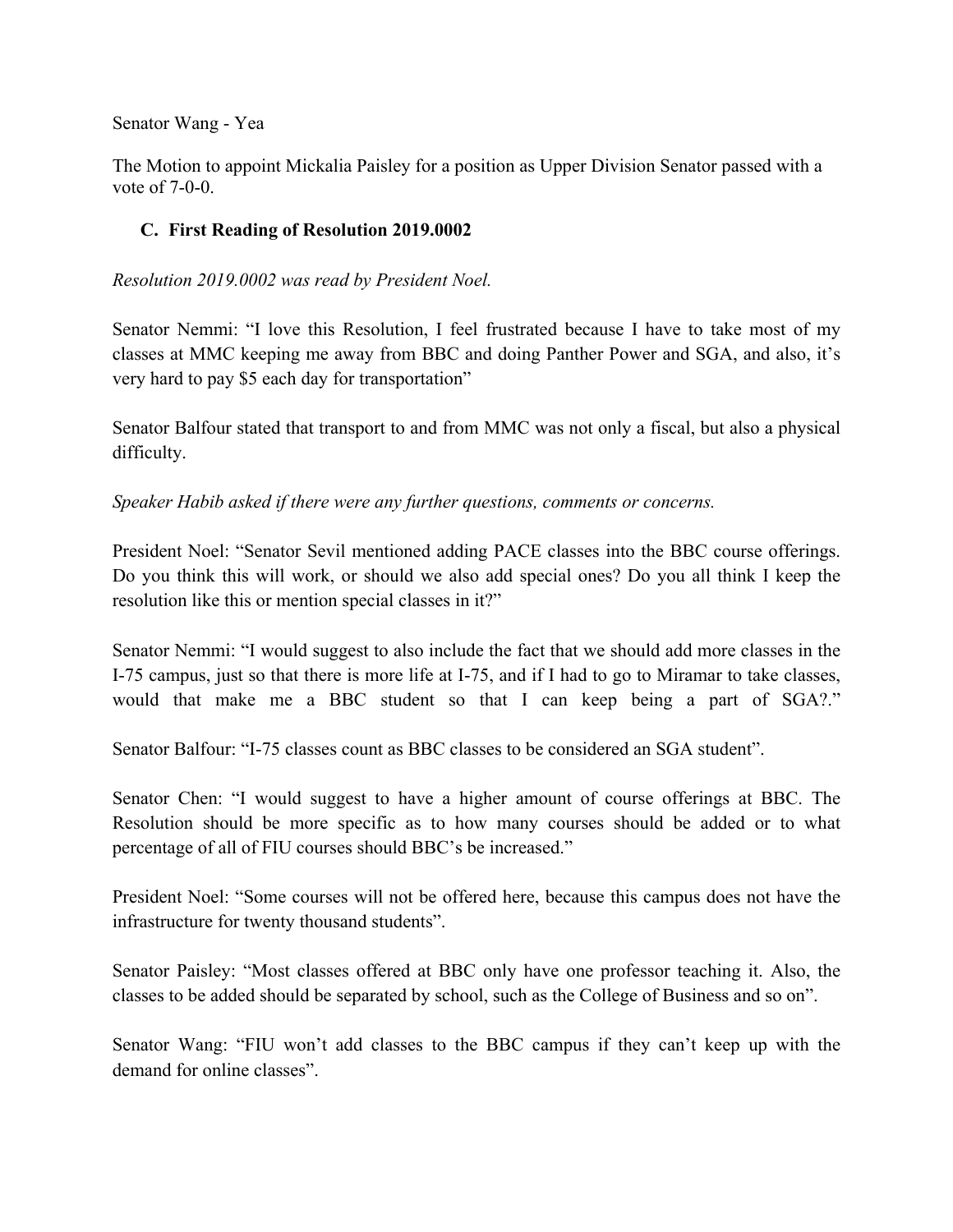Senator Wang - Yea

The Motion to appoint Mickalia Paisley for a position as Upper Division Senator passed with a vote of 7-0-0.

### C. First Reading of Resolution 2019.0002

*Resolution 2019.0002 was read by President Noel.*

Senator Nemmi: "I love this Resolution, I feel frustrated because I have to take most of my classes at MMC keeping me away from BBC and doing Panther Power and SGA, and also, it's very hard to pay $5 each day for transportation"

Senator Balfour stated that transport to and from MMC was not only a fiscal, but also a physical difficulty.

*Speaker Habib asked if there were any further questions, comments or concerns.*

President Noel: "Senator Sevil mentioned adding PACE classes into the BBC course offerings. Do you think this will work, or should we also add special ones? Do you all think I keep the resolution like this or mention special classes in it?"

Senator Nemmi: "I would suggest to also include the fact that we should add more classes in the I-75 campus, just so that there is more life at I-75, and if I had to go to Miramar to take classes, would that make me a BBC student so that I can keep being a part of SGA?."

Senator Balfour: "I-75 classes count as BBC classes to be considered an SGA student".

Senator Chen: "I would suggest to have a higher amount of course offerings at BBC. The Resolution should be more specific as to how many courses should be added or to what percentage of all of FIU courses should BBC's be increased."

President Noel: "Some courses will not be offered here, because this campus does not have the infrastructure for twenty thousand students".

Senator Paisley: "Most classes offered at BBC only have one professor teaching it. Also, the classes to be added should be separated by school, such as the College of Business and so on".

Senator Wang: "FIU won't add classes to the BBC campus if they can't keep up with the demand for online classes".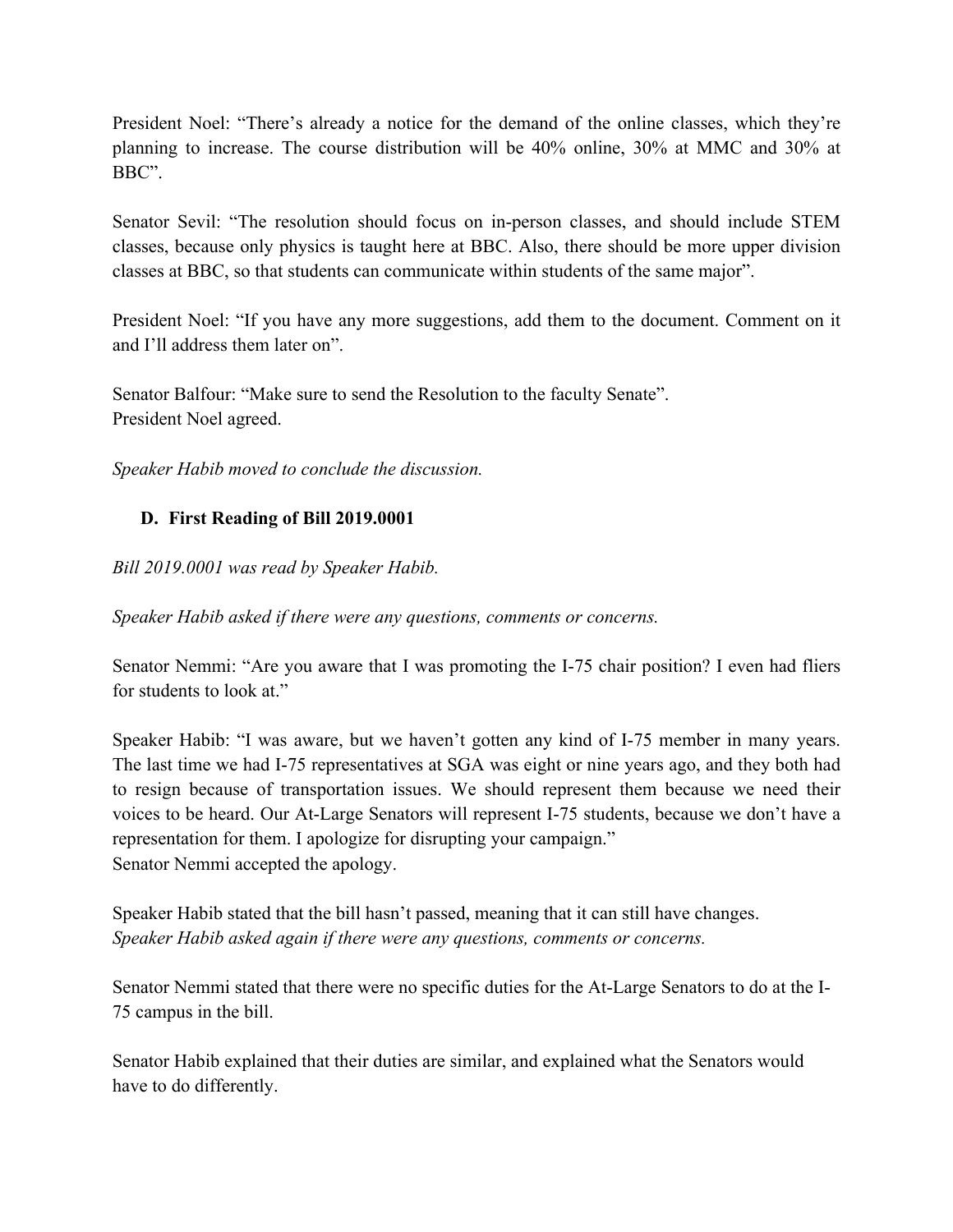President Noel: “There’s already a notice for the demand of the online classes, which they’re planning to increase. The course distribution will be 40% online, 30% at MMC and 30% at BBC”.

Senator Sevil: “The resolution should focus on in-person classes, and should include STEM classes, because only physics is taught here at BBC. Also, there should be more upper division classes at BBC, so that students can communicate within students of the same major”.

President Noel: “If you have any more suggestions, add them to the document. Comment on it and I’ll address them later on”.

Senator Balfour: “Make sure to send the Resolution to the faculty Senate”.
President Noel agreed.

*Speaker Habib moved to conclude the discussion.*

### D. First Reading of Bill 2019.0001

*Bill 2019.0001 was read by Speaker Habib.*

*Speaker Habib asked if there were any questions, comments or concerns.*

Senator Nemmi: “Are you aware that I was promoting the I-75 chair position? I even had fliers for students to look at.”

Speaker Habib: “I was aware, but we haven’t gotten any kind of I-75 member in many years. The last time we had I-75 representatives at SGA was eight or nine years ago, and they both had to resign because of transportation issues. We should represent them because we need their voices to be heard. Our At-Large Senators will represent I-75 students, because we don’t have a representation for them. I apologize for disrupting your campaign.”
Senator Nemmi accepted the apology.

Speaker Habib stated that the bill hasn’t passed, meaning that it can still have changes.
*Speaker Habib asked again if there were any questions, comments or concerns.*

Senator Nemmi stated that there were no specific duties for the At-Large Senators to do at the I-75 campus in the bill.

Senator Habib explained that their duties are similar, and explained what the Senators would have to do differently.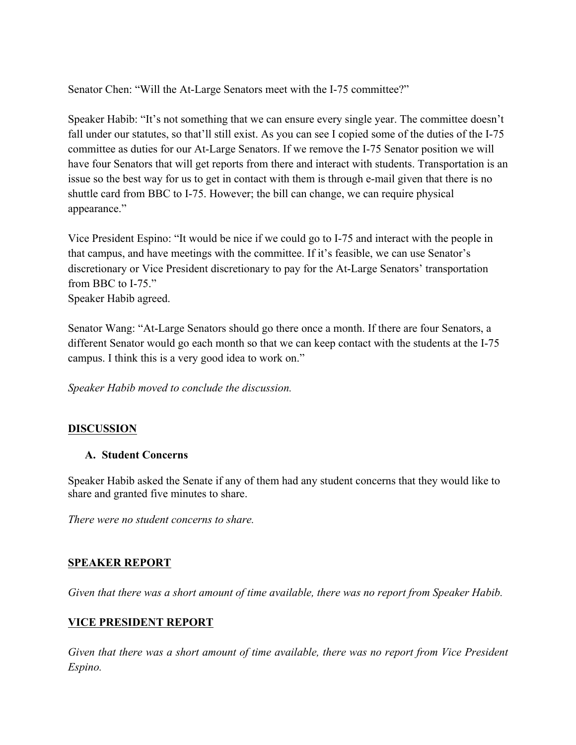Senator Chen: "Will the At-Large Senators meet with the I-75 committee?"

Speaker Habib: "It's not something that we can ensure every single year. The committee doesn't fall under our statutes, so that'll still exist. As you can see I copied some of the duties of the I-75 committee as duties for our At-Large Senators. If we remove the I-75 Senator position we will have four Senators that will get reports from there and interact with students. Transportation is an issue so the best way for us to get in contact with them is through e-mail given that there is no shuttle card from BBC to I-75. However; the bill can change, we can require physical appearance."

Vice President Espino: "It would be nice if we could go to I-75 and interact with the people in that campus, and have meetings with the committee. If it's feasible, we can use Senator's discretionary or Vice President discretionary to pay for the At-Large Senators' transportation from BBC to I-75."
Speaker Habib agreed.

Senator Wang: "At-Large Senators should go there once a month. If there are four Senators, a different Senator would go each month so that we can keep contact with the students at the I-75 campus. I think this is a very good idea to work on."

*Speaker Habib moved to conclude the discussion.*

## DISCUSSION

### A. Student Concerns

Speaker Habib asked the Senate if any of them had any student concerns that they would like to share and granted five minutes to share.

*There were no student concerns to share.*

## SPEAKER REPORT

*Given that there was a short amount of time available, there was no report from Speaker Habib.*

## VICE PRESIDENT REPORT

*Given that there was a short amount of time available, there was no report from Vice President Espino.*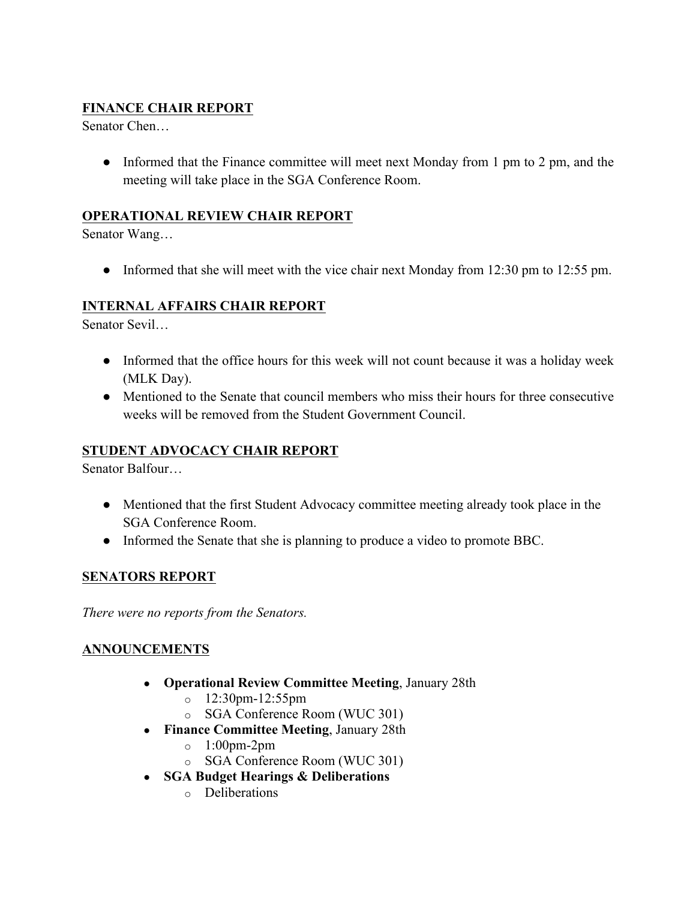## FINANCE CHAIR REPORT

Senator Chen…

- Informed that the Finance committee will meet next Monday from 1 pm to 2 pm, and the meeting will take place in the SGA Conference Room.

## OPERATIONAL REVIEW CHAIR REPORT

Senator Wang…

- Informed that she will meet with the vice chair next Monday from 12:30 pm to 12:55 pm.

## INTERNAL AFFAIRS CHAIR REPORT

Senator Sevil…

- Informed that the office hours for this week will not count because it was a holiday week (MLK Day).
- Mentioned to the Senate that council members who miss their hours for three consecutive weeks will be removed from the Student Government Council.

## STUDENT ADVOCACY CHAIR REPORT

Senator Balfour…

- Mentioned that the first Student Advocacy committee meeting already took place in the SGA Conference Room.
- Informed the Senate that she is planning to produce a video to promote BBC.

## SENATORS REPORT

*There were no reports from the Senators.*

## ANNOUNCEMENTS

- **Operational Review Committee Meeting**, January 28th
  - 12:30pm-12:55pm
  - SGA Conference Room (WUC 301)
- **Finance Committee Meeting**, January 28th
  - 1:00pm-2pm
  - SGA Conference Room (WUC 301)
- **SGA Budget Hearings & Deliberations**
  - Deliberations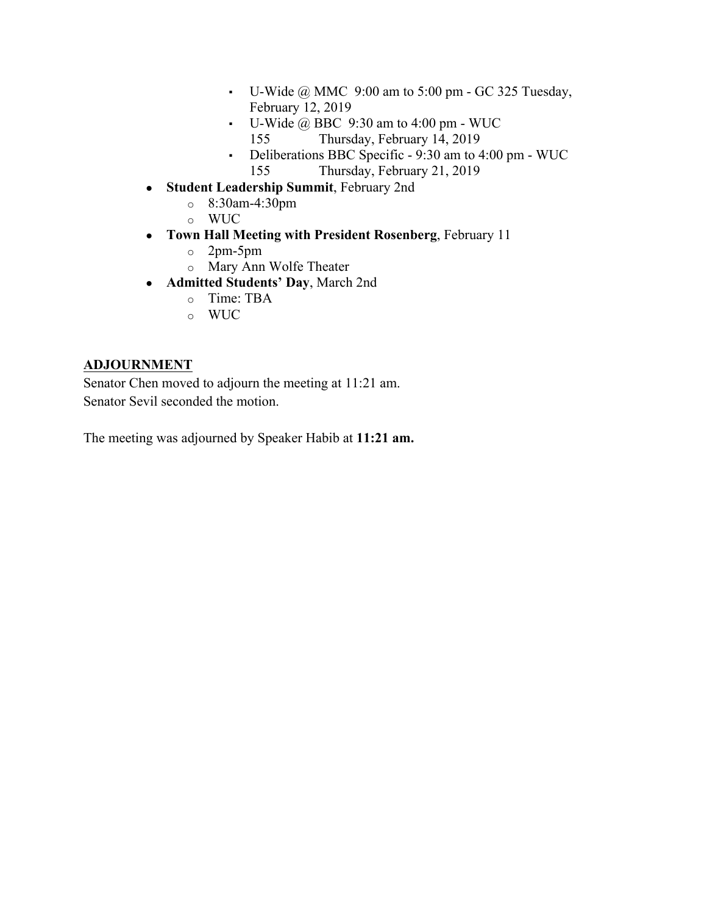- U-Wide @ MMC  9:00 am to 5:00 pm - GC 325 Tuesday, February 12, 2019
        - U-Wide @ BBC  9:30 am to 4:00 pm - WUC 155 Thursday, February 14, 2019
        - Deliberations BBC Specific - 9:30 am to 4:00 pm - WUC 155 Thursday, February 21, 2019

- **Student Leadership Summit**, February 2nd
    - 8:30am-4:30pm
    - WUC
- **Town Hall Meeting with President Rosenberg**, February 11
    - 2pm-5pm
    - Mary Ann Wolfe Theater
- **Admitted Students' Day**, March 2nd
    - Time: TBA
    - WUC

## ADJOURNMENT

Senator Chen moved to adjourn the meeting at 11:21 am.
Senator Sevil seconded the motion.

The meeting was adjourned by Speaker Habib at **11:21 am.**